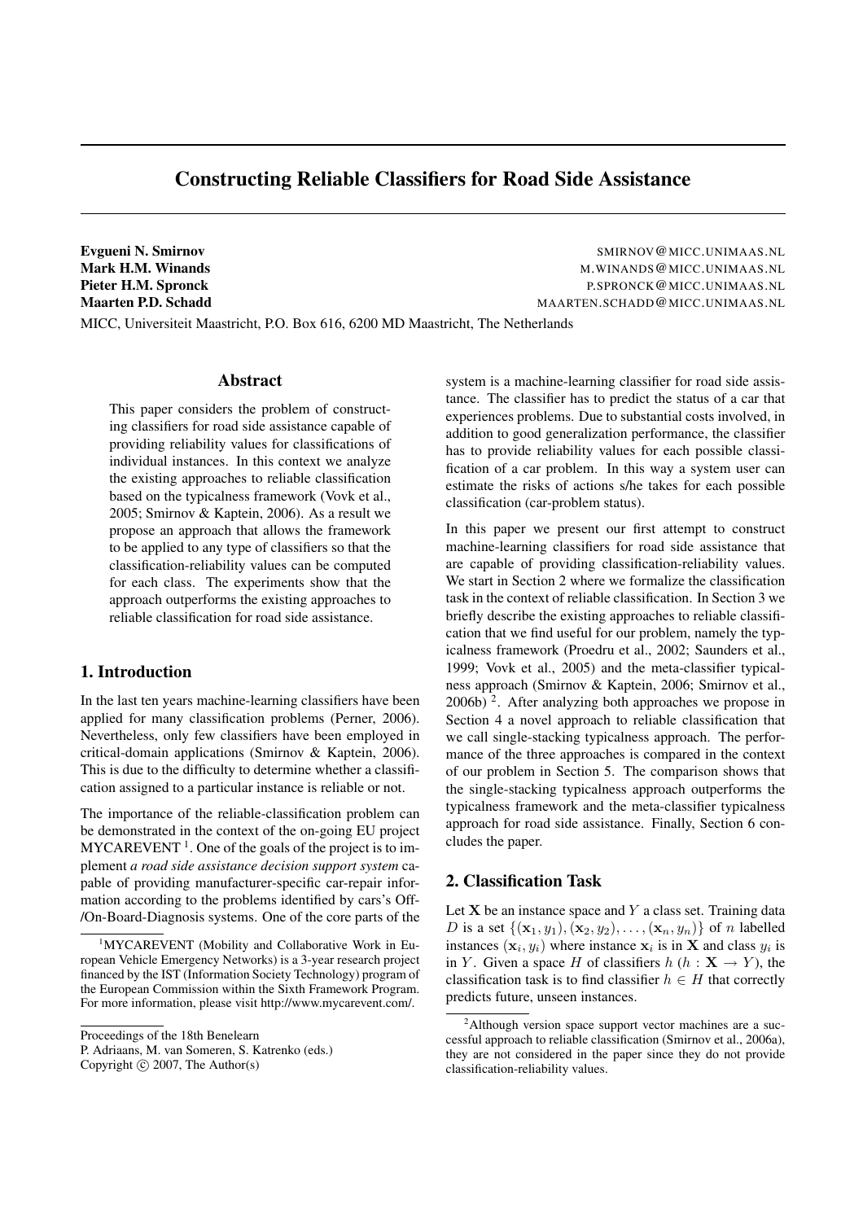# Constructing Reliable Classifiers for Road Side Assistance

**Evgueni N. Smirnov** SMIRNOV@MICC.UNIMAAS.NL
**Mark H.M. Winands** M.WINANDS@MICC.UNIMAAS.NL
**Pieter H.M. Spronck** P.SPRONCK@MICC.UNIMAAS.NL
**Maarten P.D. Schadd** MAARTEN.SCHADD@MICC.UNIMAAS.NL

MICC, Universiteit Maastricht, P.O. Box 616, 6200 MD Maastricht, The Netherlands

## Abstract

This paper considers the problem of constructing classifiers for road side assistance capable of providing reliability values for classifications of individual instances. In this context we analyze the existing approaches to reliable classification based on the typicalness framework (Vovk et al., 2005; Smirnov & Kaptein, 2006). As a result we propose an approach that allows the framework to be applied to any type of classifiers so that the classification-reliability values can be computed for each class. The experiments show that the approach outperforms the existing approaches to reliable classification for road side assistance.

## 1. Introduction

In the last ten years machine-learning classifiers have been applied for many classification problems (Perner, 2006). Nevertheless, only few classifiers have been employed in critical-domain applications (Smirnov & Kaptein, 2006). This is due to the difficulty to determine whether a classification assigned to a particular instance is reliable or not.

The importance of the reliable-classification problem can be demonstrated in the context of the on-going EU project MYCAREVENT [1]. One of the goals of the project is to implement *a road side assistance decision support system* capable of providing manufacturer-specific car-repair information according to the problems identified by cars's Off-/On-Board-Diagnosis systems. One of the core parts of the system is a machine-learning classifier for road side assistance. The classifier has to predict the status of a car that experiences problems. Due to substantial costs involved, in addition to good generalization performance, the classifier has to provide reliability values for each possible classification of a car problem. In this way a system user can estimate the risks of actions s/he takes for each possible classification (car-problem status).

In this paper we present our first attempt to construct machine-learning classifiers for road side assistance that are capable of providing classification-reliability values. We start in Section 2 where we formalize the classification task in the context of reliable classification. In Section 3 we briefly describe the existing approaches to reliable classification that we find useful for our problem, namely the typicalness framework (Proedru et al., 2002; Saunders et al., 1999; Vovk et al., 2005) and the meta-classifier typicalness approach (Smirnov & Kaptein, 2006; Smirnov et al., 2006b) [2]. After analyzing both approaches we propose in Section 4 a novel approach to reliable classification that we call single-stacking typicalness approach. The performance of the three approaches is compared in the context of our problem in Section 5. The comparison shows that the single-stacking typicalness approach outperforms the typicalness framework and the meta-classifier typicalness approach for road side assistance. Finally, Section 6 concludes the paper.

## 2. Classification Task

Let $\mathbf{X}$ be an instance space and $Y$ a class set. Training data $D$ is a set $\{(\mathbf{x}_1, y_1), (\mathbf{x}_2, y_2), \ldots, (\mathbf{x}_n, y_n)\}$ of $n$ labelled instances $(\mathbf{x}_i, y_i)$ where instance $\mathbf{x}_i$ is in $\mathbf{X}$ and class $y_i$ is in $Y$. Given a space $H$ of classifiers $h$ ($h : \mathbf{X} \rightarrow Y$), the classification task is to find classifier $h \in H$ that correctly predicts future, unseen instances.

---

[1] MYCAREVENT (Mobility and Collaborative Work in European Vehicle Emergency Networks) is a 3-year research project financed by the IST (Information Society Technology) program of the European Commission within the Sixth Framework Program. For more information, please visit http://www.mycarevent.com/.

[2] Although version space support vector machines are a successful approach to reliable classification (Smirnov et al., 2006a), they are not considered in the paper since they do not provide classification-reliability values.

Proceedings of the 18th Benelearn
P. Adriaans, M. van Someren, S. Katrenko (eds.)
Copyright © 2007, The Author(s)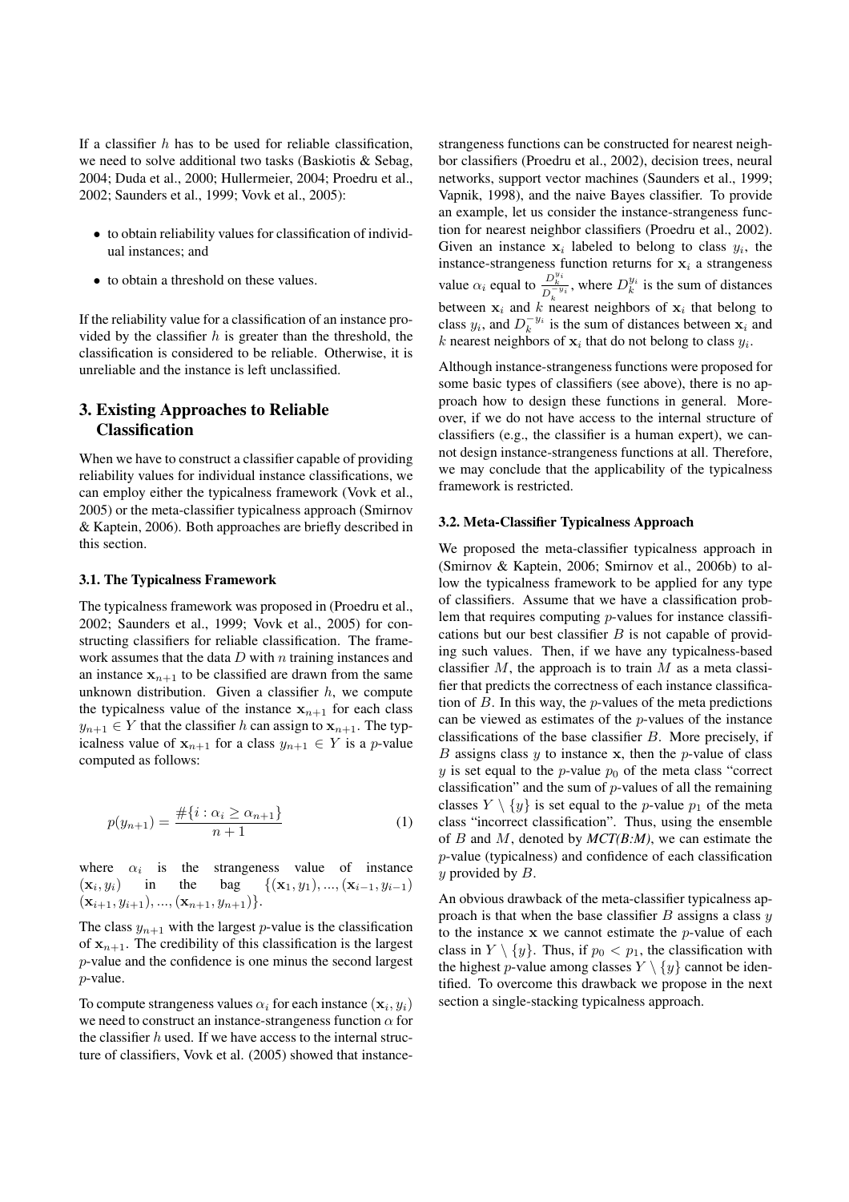If a classifier $h$ has to be used for reliable classification, we need to solve additional two tasks (Baskiotis & Sebag, 2004; Duda et al., 2000; Hullermeier, 2004; Proedru et al., 2002; Saunders et al., 1999; Vovk et al., 2005):

- to obtain reliability values for classification of individual instances; and
- to obtain a threshold on these values.

If the reliability value for a classification of an instance provided by the classifier $h$ is greater than the threshold, the classification is considered to be reliable. Otherwise, it is unreliable and the instance is left unclassified.

## 3. Existing Approaches to Reliable Classification

When we have to construct a classifier capable of providing reliability values for individual instance classifications, we can employ either the typicalness framework (Vovk et al., 2005) or the meta-classifier typicalness approach (Smirnov & Kaptein, 2006). Both approaches are briefly described in this section.

### 3.1. The Typicalness Framework

The typicalness framework was proposed in (Proedru et al., 2002; Saunders et al., 1999; Vovk et al., 2005) for constructing classifiers for reliable classification. The framework assumes that the data $D$ with $n$ training instances and an instance $\mathbf{x}_{n+1}$ to be classified are drawn from the same unknown distribution. Given a classifier $h$, we compute the typicalness value of the instance $\mathbf{x}_{n+1}$ for each class $y_{n+1} \in Y$ that the classifier $h$ can assign to $\mathbf{x}_{n+1}$. The typicalness value of $\mathbf{x}_{n+1}$ for a class $y_{n+1} \in Y$ is a $p$-value computed as follows:

$$p(y_{n+1}) = \frac{\#\{i : \alpha_i \geq \alpha_{n+1}\}}{n+1} \tag{1}$$

where $\alpha_i$ is the strangeness value of instance $(\mathbf{x}_i, y_i)$ in the bag $\{(\mathbf{x}_1, y_1), ..., (\mathbf{x}_{i-1}, y_{i-1})$ $(\mathbf{x}_{i+1}, y_{i+1}), ..., (\mathbf{x}_{n+1}, y_{n+1})\}$.

The class $y_{n+1}$ with the largest $p$-value is the classification of $\mathbf{x}_{n+1}$. The credibility of this classification is the largest $p$-value and the confidence is one minus the second largest $p$-value.

To compute strangeness values $\alpha_i$ for each instance $(\mathbf{x}_i, y_i)$ we need to construct an instance-strangeness function $\alpha$ for the classifier $h$ used. If we have access to the internal structure of classifiers, Vovk et al. (2005) showed that instance-strangeness functions can be constructed for nearest neighbor classifiers (Proedru et al., 2002), decision trees, neural networks, support vector machines (Saunders et al., 1999; Vapnik, 1998), and the naive Bayes classifier. To provide an example, let us consider the instance-strangeness function for nearest neighbor classifiers (Proedru et al., 2002). Given an instance $\mathbf{x}_i$ labeled to belong to class $y_i$, the instance-strangeness function returns for $\mathbf{x}_i$ a strangeness value $\alpha_i$ equal to $\frac{D_k^{y_i}}{D_k^{-y_i}}$, where $D_k^{y_i}$ is the sum of distances between $\mathbf{x}_i$ and $k$ nearest neighbors of $\mathbf{x}_i$ that belong to class $y_i$, and $D_k^{-y_i}$ is the sum of distances between $\mathbf{x}_i$ and $k$ nearest neighbors of $\mathbf{x}_i$ that do not belong to class $y_i$.

Although instance-strangeness functions were proposed for some basic types of classifiers (see above), there is no approach how to design these functions in general. Moreover, if we do not have access to the internal structure of classifiers (e.g., the classifier is a human expert), we cannot design instance-strangeness functions at all. Therefore, we may conclude that the applicability of the typicalness framework is restricted.

### 3.2. Meta-Classifier Typicalness Approach

We proposed the meta-classifier typicalness approach in (Smirnov & Kaptein, 2006; Smirnov et al., 2006b) to allow the typicalness framework to be applied for any type of classifiers. Assume that we have a classification problem that requires computing $p$-values for instance classifications but our best classifier $B$ is not capable of providing such values. Then, if we have any typicalness-based classifier $M$, the approach is to train $M$ as a meta classifier that predicts the correctness of each instance classification of $B$. In this way, the $p$-values of the meta predictions can be viewed as estimates of the $p$-values of the instance classifications of the base classifier $B$. More precisely, if $B$ assigns class $y$ to instance $\mathbf{x}$, then the $p$-value of class $y$ is set equal to the $p$-value $p_0$ of the meta class "correct classification" and the sum of $p$-values of all the remaining classes $Y \setminus \{y\}$ is set equal to the $p$-value $p_1$ of the meta class "incorrect classification". Thus, using the ensemble of $B$ and $M$, denoted by ***MCT(B:M)***, we can estimate the $p$-value (typicalness) and confidence of each classification $y$ provided by $B$.

An obvious drawback of the meta-classifier typicalness approach is that when the base classifier $B$ assigns a class $y$ to the instance $\mathbf{x}$ we cannot estimate the $p$-value of each class in $Y \setminus \{y\}$. Thus, if $p_0 < p_1$, the classification with the highest $p$-value among classes $Y \setminus \{y\}$ cannot be identified. To overcome this drawback we propose in the next section a single-stacking typicalness approach.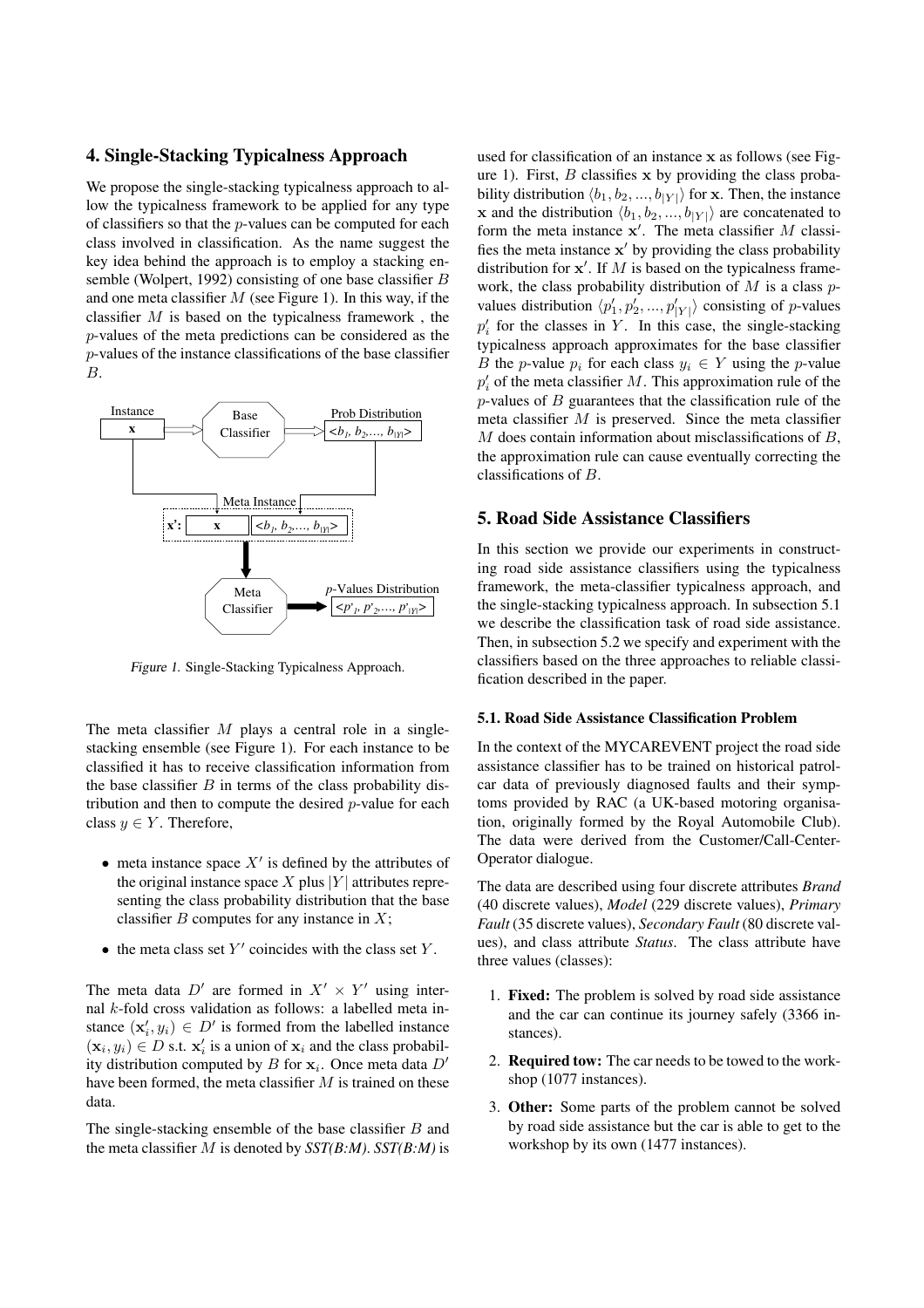## 4. Single-Stacking Typicalness Approach

We propose the single-stacking typicalness approach to allow the typicalness framework to be applied for any type of classifiers so that the $p$-values can be computed for each class involved in classification. As the name suggest the key idea behind the approach is to employ a stacking ensemble (Wolpert, 1992) consisting of one base classifier $B$ and one meta classifier $M$ (see Figure 1). In this way, if the classifier $M$ is based on the typicalness framework , the $p$-values of the meta predictions can be considered as the $p$-values of the instance classifications of the base classifier $B$.

Figure 1. Single-Stacking Typicalness Approach.

The meta classifier $M$ plays a central role in a single-stacking ensemble (see Figure 1). For each instance to be classified it has to receive classification information from the base classifier $B$ in terms of the class probability distribution and then to compute the desired $p$-value for each class $y \in Y$. Therefore,

- meta instance space $X'$ is defined by the attributes of the original instance space $X$ plus $|Y|$ attributes representing the class probability distribution that the base classifier $B$ computes for any instance in $X$;
- the meta class set $Y'$ coincides with the class set $Y$.

The meta data $D'$ are formed in $X' \times Y'$ using internal $k$-fold cross validation as follows: a labelled meta instance $(\mathbf{x}'_i, y_i) \in D'$ is formed from the labelled instance $(\mathbf{x}_i, y_i) \in D$ s.t. $\mathbf{x}'_i$ is a union of $\mathbf{x}_i$ and the class probability distribution computed by $B$ for $\mathbf{x}_i$. Once meta data $D'$ have been formed, the meta classifier $M$ is trained on these data.

The single-stacking ensemble of the base classifier $B$ and the meta classifier $M$ is denoted by *SST(B:M)*. *SST(B:M)* is used for classification of an instance $\mathbf{x}$ as follows (see Figure 1). First, $B$ classifies $\mathbf{x}$ by providing the class probability distribution $\langle b_1, b_2, ..., b_{|Y|} \rangle$ for $\mathbf{x}$. Then, the instance $\mathbf{x}$ and the distribution $\langle b_1, b_2, ..., b_{|Y|} \rangle$ are concatenated to form the meta instance $\mathbf{x}'$. The meta classifier $M$ classifies the meta instance $\mathbf{x}'$ by providing the class probability distribution for $\mathbf{x}'$. If $M$ is based on the typicalness framework, the class probability distribution of $M$ is a class $p$-values distribution $\langle p'_1, p'_2, ..., p'_{|Y|} \rangle$ consisting of $p$-values $p'_i$ for the classes in $Y$. In this case, the single-stacking typicalness approach approximates for the base classifier $B$ the $p$-value $p_i$ for each class $y_i \in Y$ using the $p$-value $p'_i$ of the meta classifier $M$. This approximation rule of the $p$-values of $B$ guarantees that the classification rule of the meta classifier $M$ is preserved. Since the meta classifier $M$ does contain information about misclassifications of $B$, the approximation rule can cause eventually correcting the classifications of $B$.

## 5. Road Side Assistance Classifiers

In this section we provide our experiments in constructing road side assistance classifiers using the typicalness framework, the meta-classifier typicalness approach, and the single-stacking typicalness approach. In subsection 5.1 we describe the classification task of road side assistance. Then, in subsection 5.2 we specify and experiment with the classifiers based on the three approaches to reliable classification described in the paper.

### 5.1. Road Side Assistance Classification Problem

In the context of the MYCAREVENT project the road side assistance classifier has to be trained on historical patrol-car data of previously diagnosed faults and their symptoms provided by RAC (a UK-based motoring organisation, originally formed by the Royal Automobile Club). The data were derived from the Customer/Call-Center-Operator dialogue.

The data are described using four discrete attributes *Brand* (40 discrete values), *Model* (229 discrete values), *Primary Fault* (35 discrete values), *Secondary Fault* (80 discrete values), and class attribute *Status*. The class attribute have three values (classes):

1. **Fixed:** The problem is solved by road side assistance and the car can continue its journey safely (3366 instances).
2. **Required tow:** The car needs to be towed to the workshop (1077 instances).
3. **Other:** Some parts of the problem cannot be solved by road side assistance but the car is able to get to the workshop by its own (1477 instances).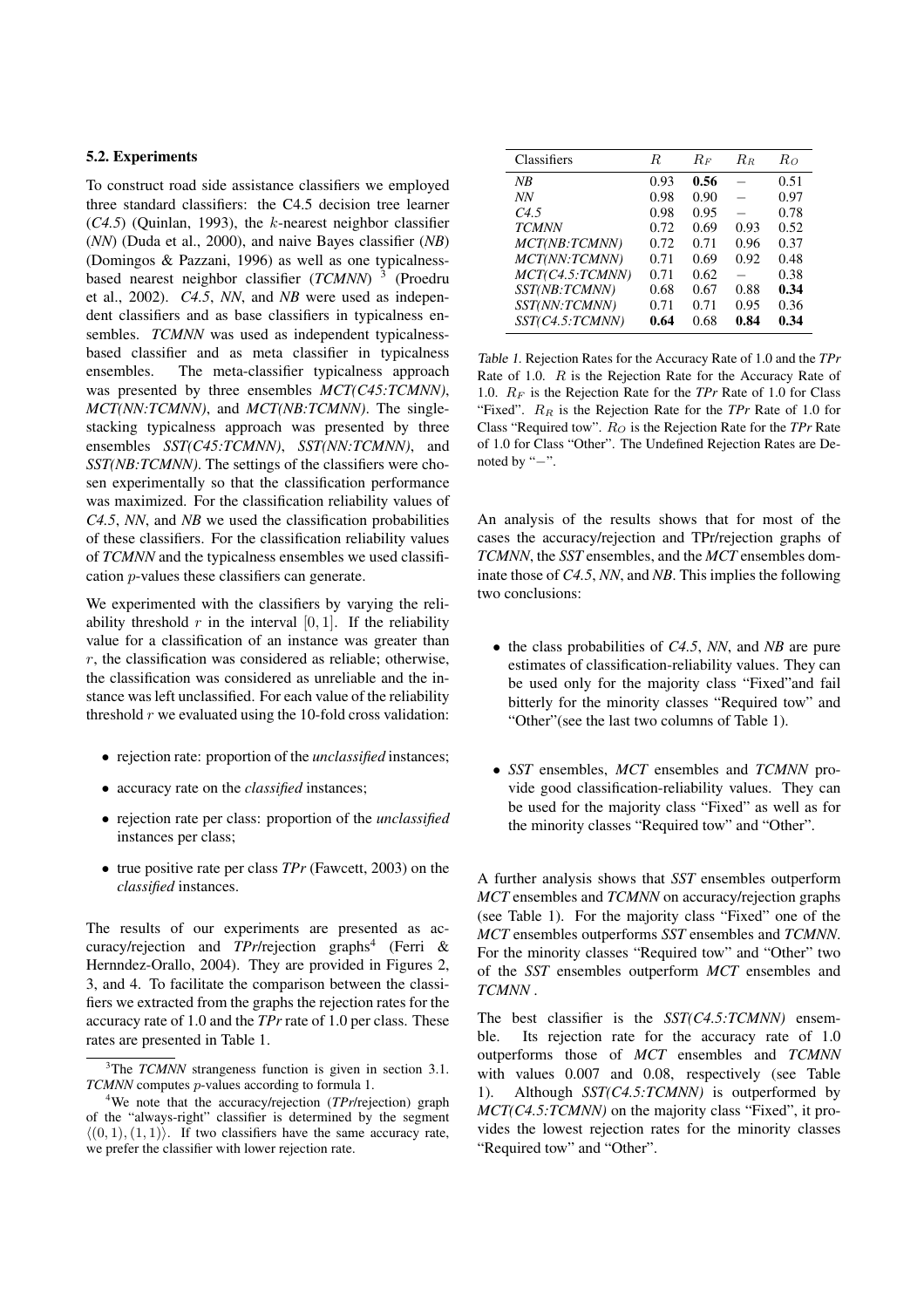### 5.2. Experiments

To construct road side assistance classifiers we employed three standard classifiers: the C4.5 decision tree learner (*C4.5*) (Quinlan, 1993), the $k$-nearest neighbor classifier (*NN*) (Duda et al., 2000), and naive Bayes classifier (*NB*) (Domingos & Pazzani, 1996) as well as one typicalness-based nearest neighbor classifier (*TCMNN*) [3] (Proedru et al., 2002). *C4.5*, *NN*, and *NB* were used as independent classifiers and as base classifiers in typicalness ensembles. *TCMNN* was used as independent typicalness-based classifier and as meta classifier in typicalness ensembles. The meta-classifier typicalness approach was presented by three ensembles *MCT(C45:TCMNN)*, *MCT(NN:TCMNN)*, and *MCT(NB:TCMNN)*. The single-stacking typicalness approach was presented by three ensembles *SST(C45:TCMNN)*, *SST(NN:TCMNN)*, and *SST(NB:TCMNN)*. The settings of the classifiers were chosen experimentally so that the classification performance was maximized. For the classification reliability values of *C4.5*, *NN*, and *NB* we used the classification probabilities of these classifiers. For the classification reliability values of *TCMNN* and the typicalness ensembles we used classification $p$-values these classifiers can generate.

We experimented with the classifiers by varying the reliability threshold $r$ in the interval $[0, 1]$. If the reliability value for a classification of an instance was greater than $r$, the classification was considered as reliable; otherwise, the classification was considered as unreliable and the instance was left unclassified. For each value of the reliability threshold $r$ we evaluated using the 10-fold cross validation:

- rejection rate: proportion of the *unclassified* instances;
- accuracy rate on the *classified* instances;
- rejection rate per class: proportion of the *unclassified* instances per class;
- true positive rate per class *TPr* (Fawcett, 2003) on the *classified* instances.

The results of our experiments are presented as accuracy/rejection and *TPr*/rejection graphs[4] (Ferri & Hernndez-Orallo, 2004). They are provided in Figures 2, 3, and 4. To facilitate the comparison between the classifiers we extracted from the graphs the rejection rates for the accuracy rate of 1.0 and the *TPr* rate of 1.0 per class. These rates are presented in Table 1.

[3]The *TCMNN* strangeness function is given in section 3.1. *TCMNN* computes $p$-values according to formula 1.

[4]We note that the accuracy/rejection (*TPr*/rejection) graph of the "always-right" classifier is determined by the segment $\langle(0, 1), (1, 1)\rangle$. If two classifiers have the same accuracy rate, we prefer the classifier with lower rejection rate.

| Classifiers | $R$ | $R_F$ | $R_R$ | $R_O$ |
|---|---|---|---|---|
| *NB* | 0.93 | **0.56** | − | 0.51 |
| *NN* | 0.98 | 0.90 | − | 0.97 |
| *C4.5* | 0.98 | 0.95 | − | 0.78 |
| *TCMNN* | 0.72 | 0.69 | 0.93 | 0.52 |
| *MCT(NB:TCMNN)* | 0.72 | 0.71 | 0.96 | 0.37 |
| *MCT(NN:TCMNN)* | 0.71 | 0.69 | 0.92 | 0.48 |
| *MCT(C4.5:TCMNN)* | 0.71 | 0.62 | − | 0.38 |
| *SST(NB:TCMNN)* | 0.68 | 0.67 | 0.88 | **0.34** |
| *SST(NN:TCMNN)* | 0.71 | 0.71 | 0.95 | 0.36 |
| *SST(C4.5:TCMNN)* | **0.64** | 0.68 | **0.84** | **0.34** |

*Table 1.* Rejection Rates for the Accuracy Rate of 1.0 and the *TPr* Rate of 1.0. $R$ is the Rejection Rate for the Accuracy Rate of 1.0. $R_F$ is the Rejection Rate for the *TPr* Rate of 1.0 for Class "Fixed". $R_R$ is the Rejection Rate for the *TPr* Rate of 1.0 for Class "Required tow". $R_O$ is the Rejection Rate for the *TPr* Rate of 1.0 for Class "Other". The Undefined Rejection Rates are Denoted by "−".

An analysis of the results shows that for most of the cases the accuracy/rejection and TPr/rejection graphs of *TCMNN*, the *SST* ensembles, and the *MCT* ensembles dominate those of *C4.5*, *NN*, and *NB*. This implies the following two conclusions:

- the class probabilities of *C4.5*, *NN*, and *NB* are pure estimates of classification-reliability values. They can be used only for the majority class "Fixed"and fail bitterly for the minority classes "Required tow" and "Other"(see the last two columns of Table 1).
- *SST* ensembles, *MCT* ensembles and *TCMNN* provide good classification-reliability values. They can be used for the majority class "Fixed" as well as for the minority classes "Required tow" and "Other".

A further analysis shows that *SST* ensembles outperform *MCT* ensembles and *TCMNN* on accuracy/rejection graphs (see Table 1). For the majority class "Fixed" one of the *MCT* ensembles outperforms *SST* ensembles and *TCMNN*. For the minority classes "Required tow" and "Other" two of the *SST* ensembles outperform *MCT* ensembles and *TCMNN* .

The best classifier is the *SST(C4.5:TCMNN)* ensemble. Its rejection rate for the accuracy rate of 1.0 outperforms those of *MCT* ensembles and *TCMNN* with values 0.007 and 0.08, respectively (see Table 1). Although *SST(C4.5:TCMNN)* is outperformed by *MCT(C4.5:TCMNN)* on the majority class "Fixed", it provides the lowest rejection rates for the minority classes "Required tow" and "Other".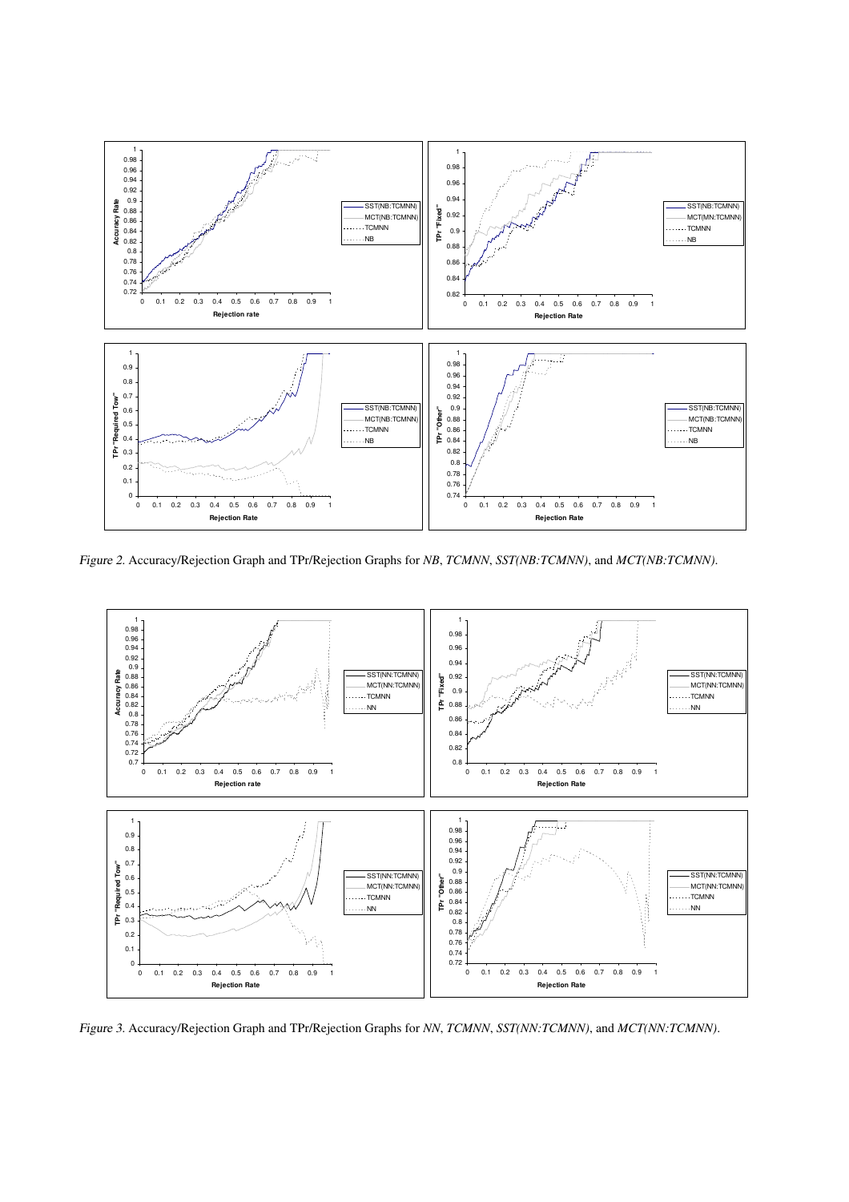*Figure 2.* Accuracy/Rejection Graph and TPr/Rejection Graphs for *NB*, *TCMNN*, *SST(NB:TCMNN)*, and *MCT(NB:TCMNN)*.

*Figure 3.* Accuracy/Rejection Graph and TPr/Rejection Graphs for *NN*, *TCMNN*, *SST(NN:TCMNN)*, and *MCT(NN:TCMNN)*.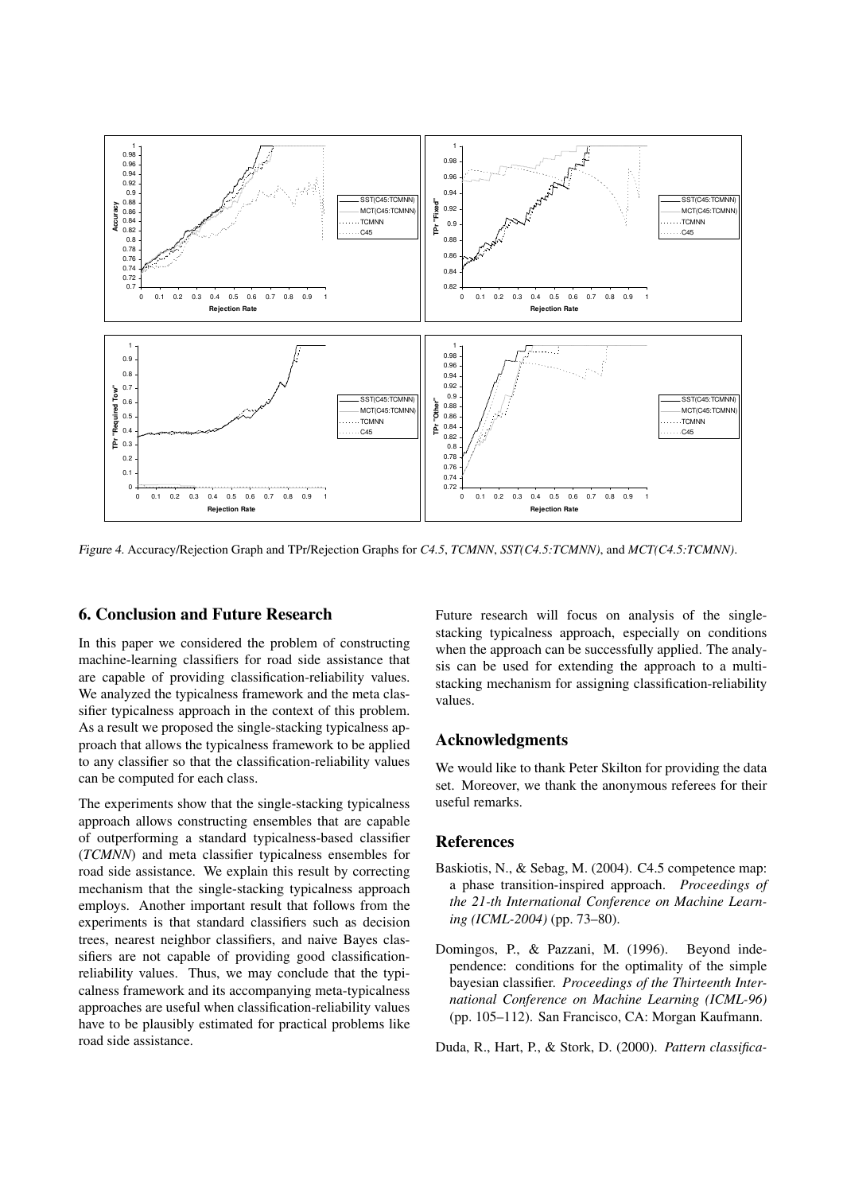Figure 4. Accuracy/Rejection Graph and TPr/Rejection Graphs for *C4.5*, *TCMNN*, *SST(C4.5:TCMNN)*, and *MCT(C4.5:TCMNN)*.

## 6. Conclusion and Future Research

In this paper we considered the problem of constructing machine-learning classifiers for road side assistance that are capable of providing classification-reliability values. We analyzed the typicalness framework and the meta classifier typicalness approach in the context of this problem. As a result we proposed the single-stacking typicalness approach that allows the typicalness framework to be applied to any classifier so that the classification-reliability values can be computed for each class.

The experiments show that the single-stacking typicalness approach allows constructing ensembles that are capable of outperforming a standard typicalness-based classifier (*TCMNN*) and meta classifier typicalness ensembles for road side assistance. We explain this result by correcting mechanism that the single-stacking typicalness approach employs. Another important result that follows from the experiments is that standard classifiers such as decision trees, nearest neighbor classifiers, and naive Bayes classifiers are not capable of providing good classification-reliability values. Thus, we may conclude that the typicalness framework and its accompanying meta-typicalness approaches are useful when classification-reliability values have to be plausibly estimated for practical problems like road side assistance.

Future research will focus on analysis of the single-stacking typicalness approach, especially on conditions when the approach can be successfully applied. The analysis can be used for extending the approach to a multi-stacking mechanism for assigning classification-reliability values.

## Acknowledgments

We would like to thank Peter Skilton for providing the data set. Moreover, we thank the anonymous referees for their useful remarks.

## References

Baskiotis, N., & Sebag, M. (2004). C4.5 competence map: a phase transition-inspired approach. *Proceedings of the 21-th International Conference on Machine Learning (ICML-2004)* (pp. 73–80).

Domingos, P., & Pazzani, M. (1996). Beyond independence: conditions for the optimality of the simple bayesian classifier. *Proceedings of the Thirteenth International Conference on Machine Learning (ICML-96)* (pp. 105–112). San Francisco, CA: Morgan Kaufmann.

Duda, R., Hart, P., & Stork, D. (2000). *Pattern classifica-*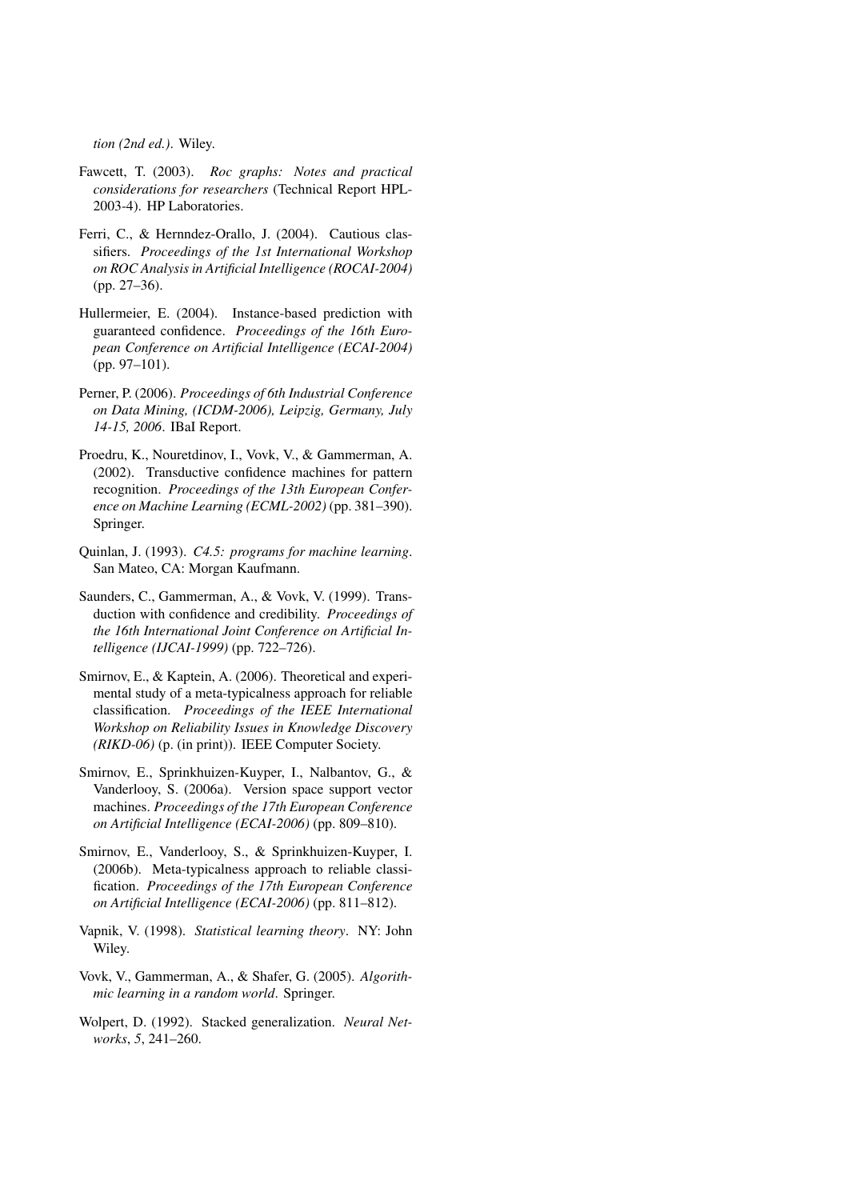*tion (2nd ed.)*. Wiley.

Fawcett, T. (2003). *Roc graphs: Notes and practical considerations for researchers* (Technical Report HPL-2003-4). HP Laboratories.

Ferri, C., & Hernndez-Orallo, J. (2004). Cautious classifiers. *Proceedings of the 1st International Workshop on ROC Analysis in Artificial Intelligence (ROCAI-2004)* (pp. 27–36).

Hullermeier, E. (2004). Instance-based prediction with guaranteed confidence. *Proceedings of the 16th European Conference on Artificial Intelligence (ECAI-2004)* (pp. 97–101).

Perner, P. (2006). *Proceedings of 6th Industrial Conference on Data Mining, (ICDM-2006), Leipzig, Germany, July 14-15, 2006*. IBaI Report.

Proedru, K., Nouretdinov, I., Vovk, V., & Gammerman, A. (2002). Transductive confidence machines for pattern recognition. *Proceedings of the 13th European Conference on Machine Learning (ECML-2002)* (pp. 381–390). Springer.

Quinlan, J. (1993). *C4.5: programs for machine learning*. San Mateo, CA: Morgan Kaufmann.

Saunders, C., Gammerman, A., & Vovk, V. (1999). Transduction with confidence and credibility. *Proceedings of the 16th International Joint Conference on Artificial Intelligence (IJCAI-1999)* (pp. 722–726).

Smirnov, E., & Kaptein, A. (2006). Theoretical and experimental study of a meta-typicalness approach for reliable classification. *Proceedings of the IEEE International Workshop on Reliability Issues in Knowledge Discovery (RIKD-06)* (p. (in print)). IEEE Computer Society.

Smirnov, E., Sprinkhuizen-Kuyper, I., Nalbantov, G., & Vanderlooy, S. (2006a). Version space support vector machines. *Proceedings of the 17th European Conference on Artificial Intelligence (ECAI-2006)* (pp. 809–810).

Smirnov, E., Vanderlooy, S., & Sprinkhuizen-Kuyper, I. (2006b). Meta-typicalness approach to reliable classification. *Proceedings of the 17th European Conference on Artificial Intelligence (ECAI-2006)* (pp. 811–812).

Vapnik, V. (1998). *Statistical learning theory*. NY: John Wiley.

Vovk, V., Gammerman, A., & Shafer, G. (2005). *Algorithmic learning in a random world*. Springer.

Wolpert, D. (1992). Stacked generalization. *Neural Networks*, *5*, 241–260.